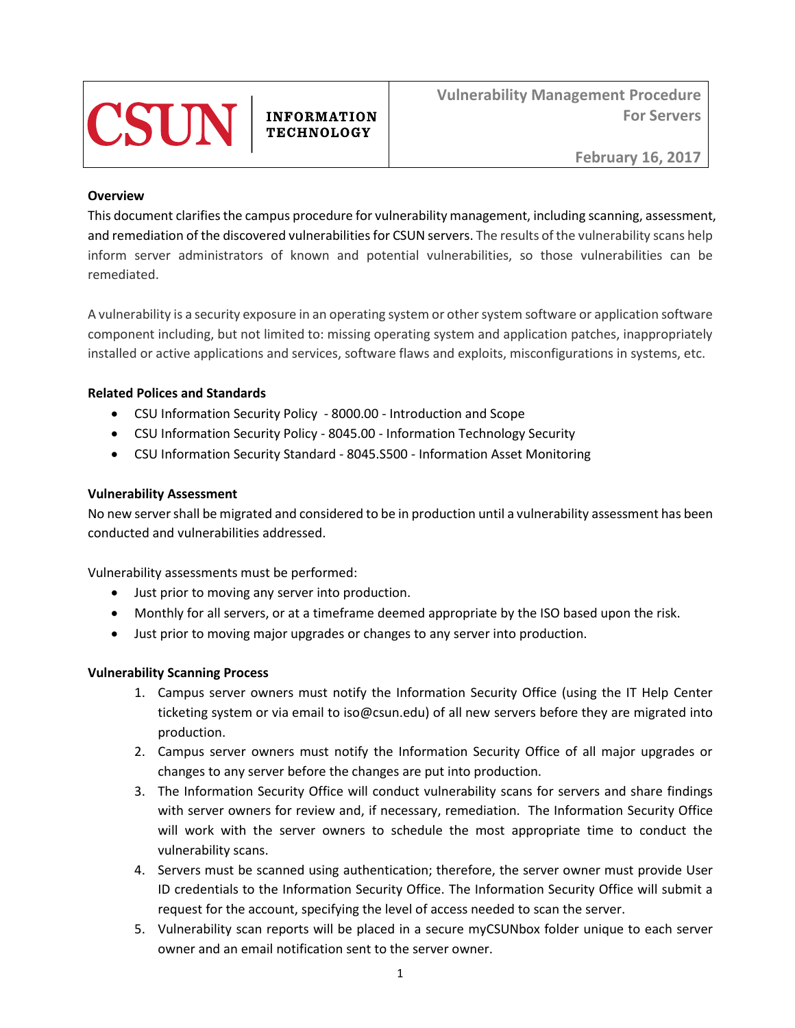CSUN | INFORMATION TECHNOLOGY

# Vulnerability Management Procedure For Servers

February 16, 2017

**Overview**

This document clarifies the campus procedure for vulnerability management, including scanning, assessment, and remediation of the discovered vulnerabilities for CSUN servers. The results of the vulnerability scans help inform server administrators of known and potential vulnerabilities, so those vulnerabilities can be remediated.

A vulnerability is a security exposure in an operating system or other system software or application software component including, but not limited to: missing operating system and application patches, inappropriately installed or active applications and services, software flaws and exploits, misconfigurations in systems, etc.

**Related Polices and Standards**

- CSU Information Security Policy - 8000.00 - Introduction and Scope
- CSU Information Security Policy - 8045.00 - Information Technology Security
- CSU Information Security Standard - 8045.S500 - Information Asset Monitoring

**Vulnerability Assessment**

No new server shall be migrated and considered to be in production until a vulnerability assessment has been conducted and vulnerabilities addressed.

Vulnerability assessments must be performed:

- Just prior to moving any server into production.
- Monthly for all servers, or at a timeframe deemed appropriate by the ISO based upon the risk.
- Just prior to moving major upgrades or changes to any server into production.

**Vulnerability Scanning Process**

1. Campus server owners must notify the Information Security Office (using the IT Help Center ticketing system or via email to iso@csun.edu) of all new servers before they are migrated into production.
2. Campus server owners must notify the Information Security Office of all major upgrades or changes to any server before the changes are put into production.
3. The Information Security Office will conduct vulnerability scans for servers and share findings with server owners for review and, if necessary, remediation. The Information Security Office will work with the server owners to schedule the most appropriate time to conduct the vulnerability scans.
4. Servers must be scanned using authentication; therefore, the server owner must provide User ID credentials to the Information Security Office. The Information Security Office will submit a request for the account, specifying the level of access needed to scan the server.
5. Vulnerability scan reports will be placed in a secure myCSUNbox folder unique to each server owner and an email notification sent to the server owner.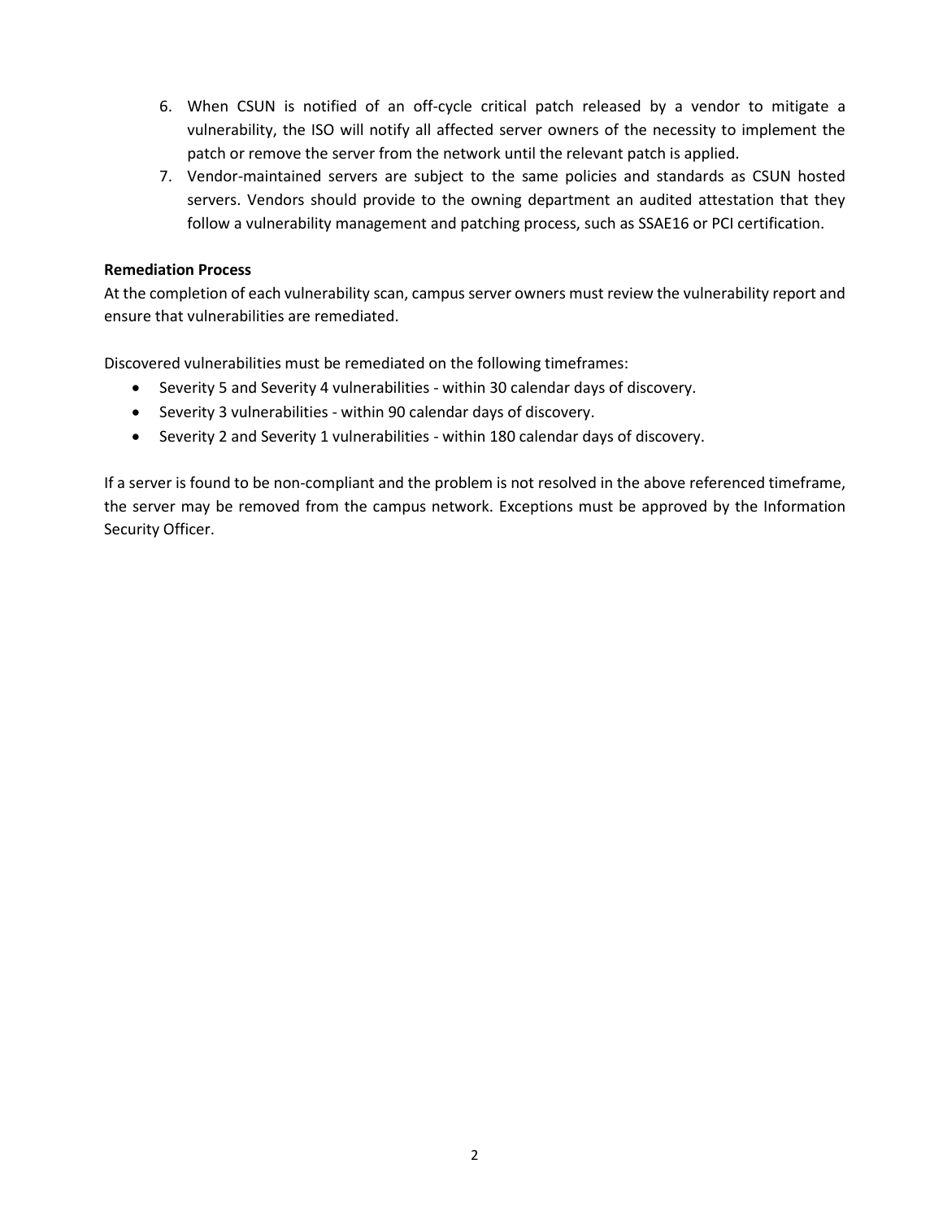6. When CSUN is notified of an off-cycle critical patch released by a vendor to mitigate a vulnerability, the ISO will notify all affected server owners of the necessity to implement the patch or remove the server from the network until the relevant patch is applied.
7. Vendor-maintained servers are subject to the same policies and standards as CSUN hosted servers. Vendors should provide to the owning department an audited attestation that they follow a vulnerability management and patching process, such as SSAE16 or PCI certification.

**Remediation Process**

At the completion of each vulnerability scan, campus server owners must review the vulnerability report and ensure that vulnerabilities are remediated.

Discovered vulnerabilities must be remediated on the following timeframes:

- Severity 5 and Severity 4 vulnerabilities - within 30 calendar days of discovery.
- Severity 3 vulnerabilities - within 90 calendar days of discovery.
- Severity 2 and Severity 1 vulnerabilities - within 180 calendar days of discovery.

If a server is found to be non-compliant and the problem is not resolved in the above referenced timeframe, the server may be removed from the campus network. Exceptions must be approved by the Information Security Officer.